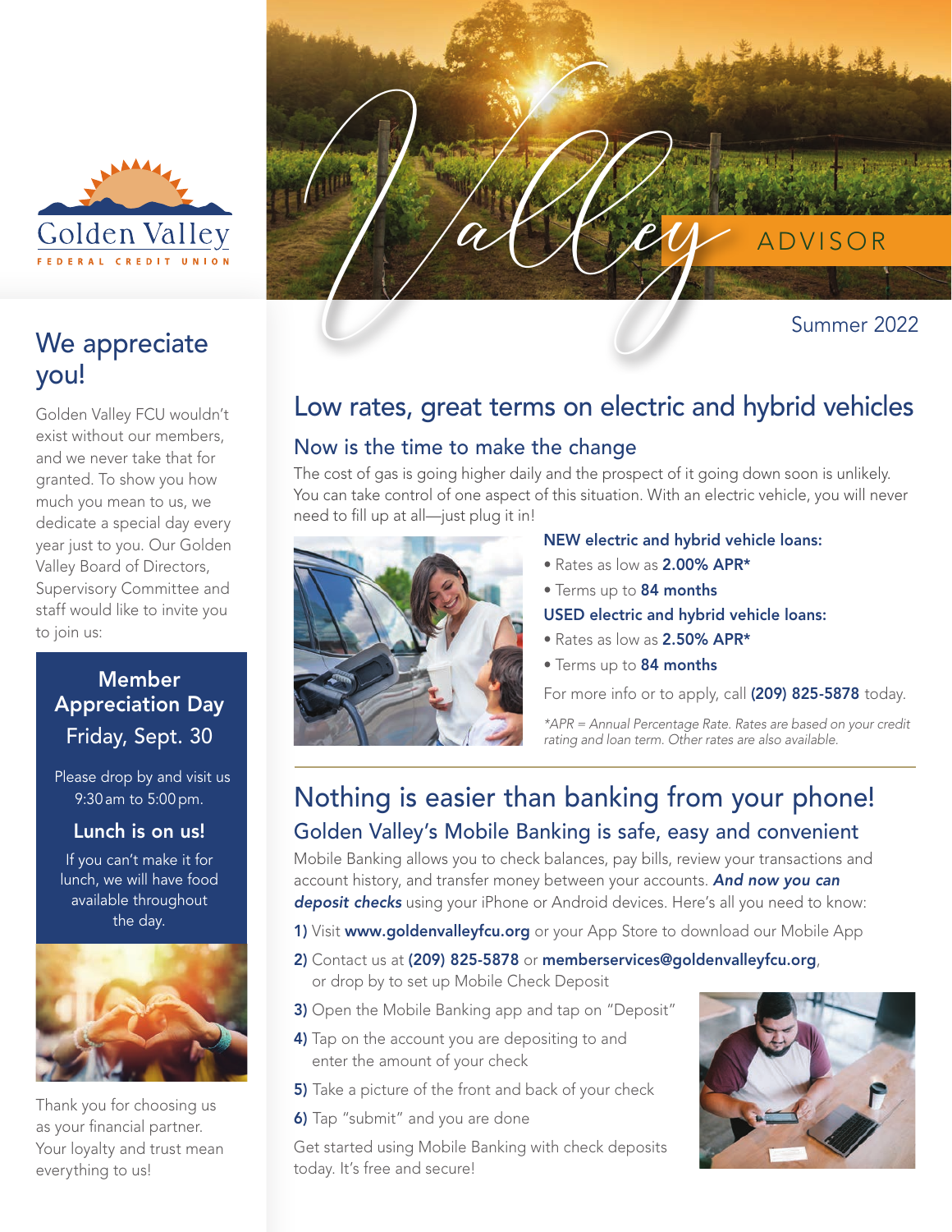Golden Valley
FEDERAL CREDIT UNION

# Valley ADVISOR

Summer 2022

## We appreciate you!

Golden Valley FCU wouldn't exist without our members, and we never take that for granted. To show you how much you mean to us, we dedicate a special day every year just to you. Our Golden Valley Board of Directors, Supervisory Committee and staff would like to invite you to join us:

**Member Appreciation Day**
**Friday, Sept. 30**

Please drop by and visit us 9:30 am to 5:00 pm.

**Lunch is on us!**

If you can't make it for lunch, we will have food available throughout the day.

Thank you for choosing us as your financial partner. Your loyalty and trust mean everything to us!

## Low rates, great terms on electric and hybrid vehicles

### Now is the time to make the change

The cost of gas is going higher daily and the prospect of it going down soon is unlikely. You can take control of one aspect of this situation. With an electric vehicle, you will never need to fill up at all—just plug it in!

**NEW electric and hybrid vehicle loans:**

- Rates as low as **2.00% APR***
- Terms up to **84 months**

**USED electric and hybrid vehicle loans:**

- Rates as low as **2.50% APR***
- Terms up to **84 months**

For more info or to apply, call **(209) 825-5878** today.

*\*APR = Annual Percentage Rate. Rates are based on your credit rating and loan term. Other rates are also available.*

## Nothing is easier than banking from your phone!

### Golden Valley's Mobile Banking is safe, easy and convenient

Mobile Banking allows you to check balances, pay bills, review your transactions and account history, and transfer money between your accounts. ***And now you can deposit checks*** using your iPhone or Android devices. Here's all you need to know:

1) Visit **www.goldenvalleyfcu.org** or your App Store to download our Mobile App
2) Contact us at **(209) 825-5878** or **memberservices@goldenvalleyfcu.org**, or drop by to set up Mobile Check Deposit
3) Open the Mobile Banking app and tap on "Deposit"
4) Tap on the account you are depositing to and enter the amount of your check
5) Take a picture of the front and back of your check
6) Tap "submit" and you are done

Get started using Mobile Banking with check deposits today. It's free and secure!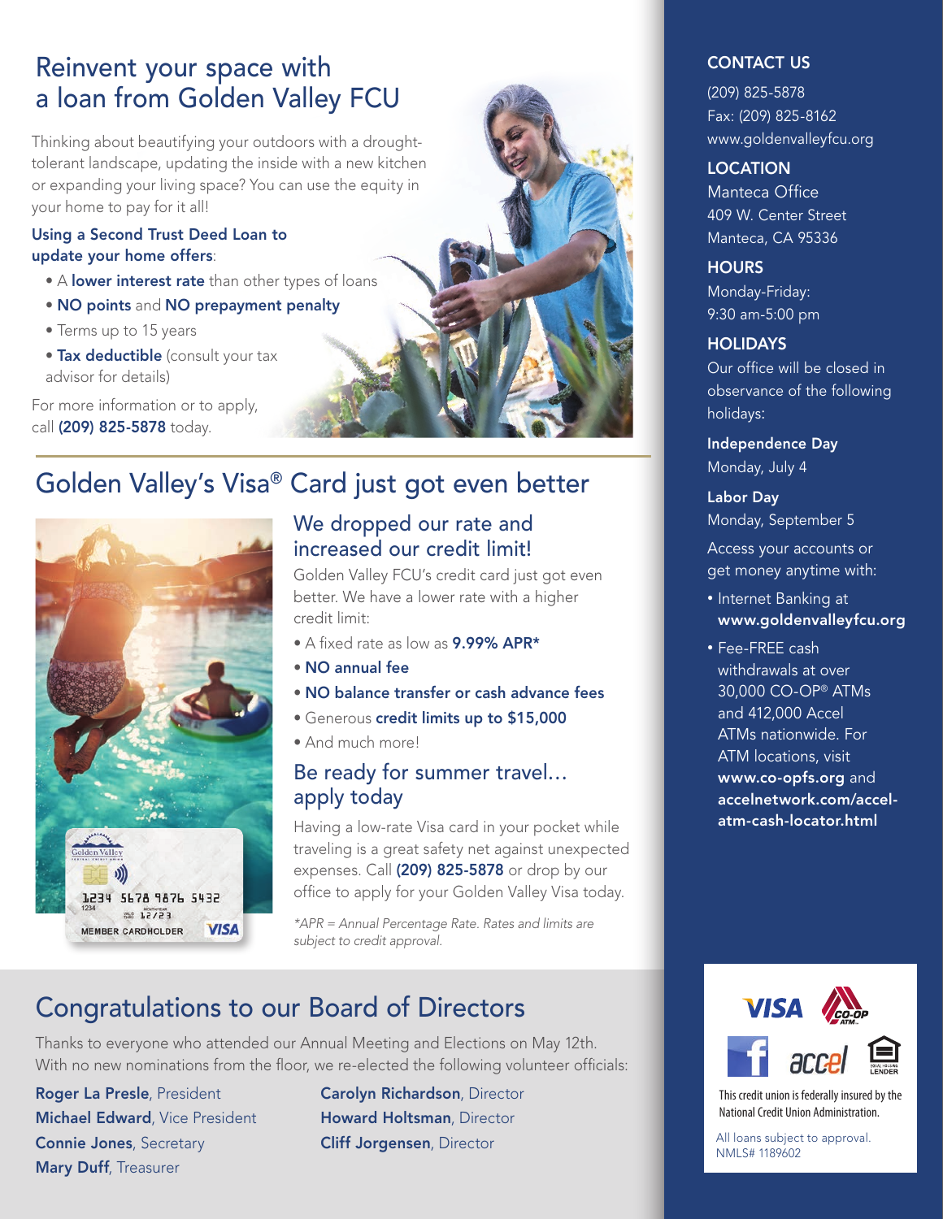# Reinvent your space with a loan from Golden Valley FCU

Thinking about beautifying your outdoors with a drought-tolerant landscape, updating the inside with a new kitchen or expanding your living space? You can use the equity in your home to pay for it all!

**Using a Second Trust Deed Loan to update your home offers**:

- A **lower interest rate** than other types of loans
- **NO points** and **NO prepayment penalty**
- Terms up to 15 years
- **Tax deductible** (consult your tax advisor for details)

For more information or to apply, call **(209) 825-5878** today.

# Golden Valley's Visa® Card just got even better

## We dropped our rate and increased our credit limit!

Golden Valley FCU's credit card just got even better. We have a lower rate with a higher credit limit:

- A fixed rate as low as **9.99% APR***
- **NO annual fee**
- **NO balance transfer or cash advance fees**
- Generous **credit limits up to $15,000**
- And much more!

## Be ready for summer travel… apply today

Having a low-rate Visa card in your pocket while traveling is a great safety net against unexpected expenses. Call **(209) 825-5878** or drop by our office to apply for your Golden Valley Visa today.

*\*APR = Annual Percentage Rate. Rates and limits are subject to credit approval.*

# Congratulations to our Board of Directors

Thanks to everyone who attended our Annual Meeting and Elections on May 12th. With no new nominations from the floor, we re-elected the following volunteer officials:

**Roger La Presle**, President
**Michael Edward**, Vice President
**Connie Jones**, Secretary
**Mary Duff**, Treasurer
**Carolyn Richardson**, Director
**Howard Holtsman**, Director
**Cliff Jorgensen**, Director

## CONTACT US

(209) 825-5878
Fax: (209) 825-8162
www.goldenvalleyfcu.org

## LOCATION

Manteca Office
409 W. Center Street
Manteca, CA 95336

## HOURS

Monday-Friday:
9:30 am-5:00 pm

## HOLIDAYS

Our office will be closed in observance of the following holidays:

**Independence Day**
Monday, July 4

**Labor Day**
Monday, September 5

Access your accounts or get money anytime with:

- Internet Banking at **www.goldenvalleyfcu.org**
- Fee-FREE cash withdrawals at over 30,000 CO-OP® ATMs and 412,000 Accel ATMs nationwide. For ATM locations, visit **www.co-opfs.org** and **accelnetwork.com/accel-atm-cash-locator.html**

This credit union is federally insured by the National Credit Union Administration.

All loans subject to approval.
NMLS# 1189602